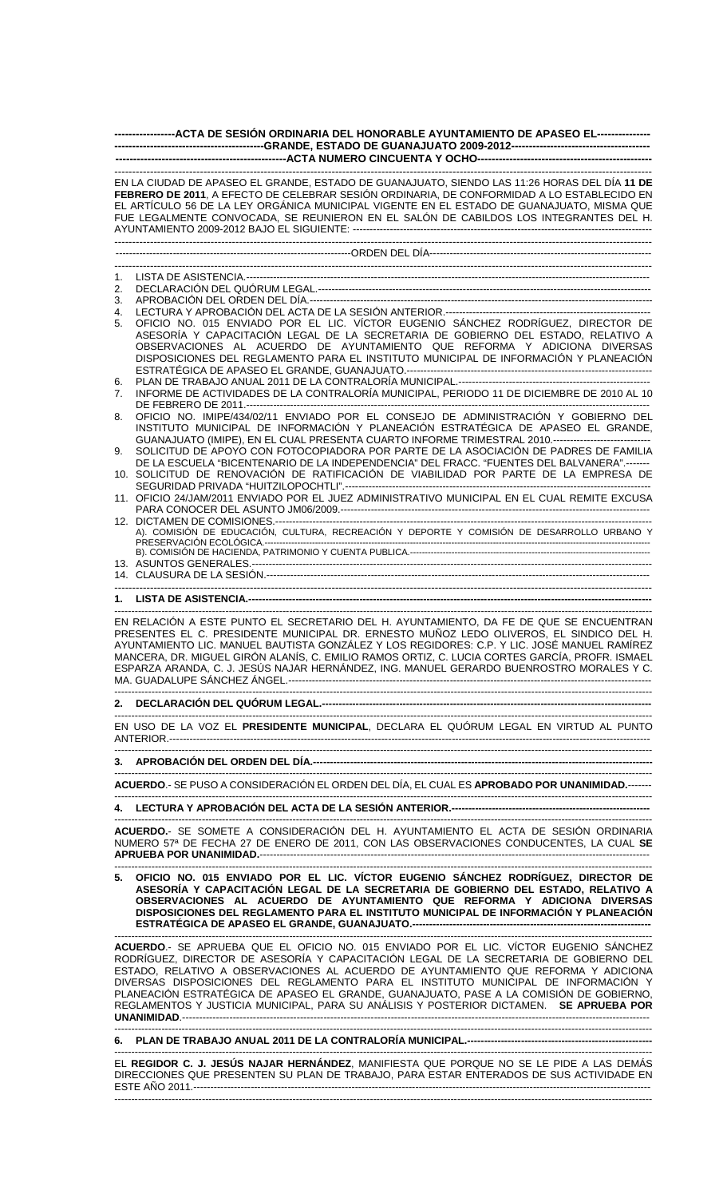**ACTA DE SESIÓN ORDINARIA DEL HONORABLE AYUNTAMIENTO DE APASEO EL GRANDE, ESTADO DE GUANAJUATO 2009-2012**

**ACTA NUMERO CINCUENTA Y OCHO**

EN LA CIUDAD DE APASEO EL GRANDE, ESTADO DE GUANAJUATO, SIENDO LAS 11:26 HORAS DEL DÍA **11 DE FEBRERO DE 2011**, A EFECTO DE CELEBRAR SESIÓN ORDINARIA, DE CONFORMIDAD A LO ESTABLECIDO EN EL ARTÍCULO 56 DE LA LEY ORGÁNICA MUNICIPAL VIGENTE EN EL ESTADO DE GUANAJUATO, MISMA QUE FUE LEGALMENTE CONVOCADA, SE REUNIERON EN EL SALÓN DE CABILDOS LOS INTEGRANTES DEL H. AYUNTAMIENTO 2009-2012 BAJO EL SIGUIENTE:

ORDEN DEL DÍA

1. LISTA DE ASISTENCIA.
2. DECLARACIÓN DEL QUÓRUM LEGAL.
3. APROBACIÓN DEL ORDEN DEL DÍA.
4. LECTURA Y APROBACIÓN DEL ACTA DE LA SESIÓN ANTERIOR.
5. OFICIO NO. 015 ENVIADO POR EL LIC. VÍCTOR EUGENIO SÁNCHEZ RODRÍGUEZ, DIRECTOR DE ASESORÍA Y CAPACITACIÓN LEGAL DE LA SECRETARIA DE GOBIERNO DEL ESTADO, RELATIVO A OBSERVACIONES AL ACUERDO DE AYUNTAMIENTO QUE REFORMA Y ADICIONA DIVERSAS DISPOSICIONES DEL REGLAMENTO PARA EL INSTITUTO MUNICIPAL DE INFORMACIÓN Y PLANEACIÓN ESTRATÉGICA DE APASEO EL GRANDE, GUANAJUATO.
6. PLAN DE TRABAJO ANUAL 2011 DE LA CONTRALORÍA MUNICIPAL.
7. INFORME DE ACTIVIDADES DE LA CONTRALORÍA MUNICIPAL, PERIODO 11 DE DICIEMBRE DE 2010 AL 10 DE FEBRERO DE 2011.
8. OFICIO NO. IMIPE/434/02/11 ENVIADO POR EL CONSEJO DE ADMINISTRACIÓN Y GOBIERNO DEL INSTITUTO MUNICIPAL DE INFORMACIÓN Y PLANEACIÓN ESTRATÉGICA DE APASEO EL GRANDE, GUANAJUATO (IMIPE), EN EL CUAL PRESENTA CUARTO INFORME TRIMESTRAL 2010.
9. SOLICITUD DE APOYO CON FOTOCOPIADORA POR PARTE DE LA ASOCIACIÓN DE PADRES DE FAMILIA DE LA ESCUELA "BICENTENARIO DE LA INDEPENDENCIA" DEL FRACC. "FUENTES DEL BALVANERA".
10. SOLICITUD DE RENOVACIÓN DE RATIFICACIÓN DE VIABILIDAD POR PARTE DE LA EMPRESA DE SEGURIDAD PRIVADA "HUITZILOPOCHTLI".
11. OFICIO 24/JAM/2011 ENVIADO POR EL JUEZ ADMINISTRATIVO MUNICIPAL EN EL CUAL REMITE EXCUSA PARA CONOCER DEL ASUNTO JM06/2009.
12. DICTAMEN DE COMISIONES.
    A). COMISIÓN DE EDUCACIÓN, CULTURA, RECREACIÓN Y DEPORTE Y COMISIÓN DE DESARROLLO URBANO Y PRESERVACIÓN ECOLÓGICA.
    B). COMISIÓN DE HACIENDA, PATRIMONIO Y CUENTA PUBLICA.
13. ASUNTOS GENERALES.
14. CLAUSURA DE LA SESIÓN.

**1. LISTA DE ASISTENCIA.**

EN RELACIÓN A ESTE PUNTO EL SECRETARIO DEL H. AYUNTAMIENTO, DA FE DE QUE SE ENCUENTRAN PRESENTES EL C. PRESIDENTE MUNICIPAL DR. ERNESTO MUÑOZ LEDO OLIVEROS, EL SINDICO DEL H. AYUNTAMIENTO LIC. MANUEL BAUTISTA GONZÁLEZ Y LOS REGIDORES: C.P. Y LIC. JOSÉ MANUEL RAMÍREZ MANCERA, DR. MIGUEL GIRÓN ALANÍS, C. EMILIO RAMOS ORTIZ, C. LUCIA CORTES GARCÍA, PROFR. ISMAEL ESPARZA ARANDA, C. J. JESÚS NAJAR HERNÁNDEZ, ING. MANUEL GERARDO BUENROSTRO MORALES Y C. MA. GUADALUPE SÁNCHEZ ÁNGEL.

**2. DECLARACIÓN DEL QUÓRUM LEGAL.**

EN USO DE LA VOZ EL **PRESIDENTE MUNICIPAL**, DECLARA EL QUÓRUM LEGAL EN VIRTUD AL PUNTO ANTERIOR.

**3. APROBACIÓN DEL ORDEN DEL DÍA.**

**ACUERDO**.- SE PUSO A CONSIDERACIÓN EL ORDEN DEL DÍA, EL CUAL ES **APROBADO POR UNANIMIDAD.**

**4. LECTURA Y APROBACIÓN DEL ACTA DE LA SESIÓN ANTERIOR.**

**ACUERDO.**- SE SOMETE A CONSIDERACIÓN DEL H. AYUNTAMIENTO EL ACTA DE SESIÓN ORDINARIA NUMERO 57ª DE FECHA 27 DE ENERO DE 2011, CON LAS OBSERVACIONES CONDUCENTES, LA CUAL **SE APRUEBA POR UNANIMIDAD.**

**5. OFICIO NO. 015 ENVIADO POR EL LIC. VÍCTOR EUGENIO SÁNCHEZ RODRÍGUEZ, DIRECTOR DE ASESORÍA Y CAPACITACIÓN LEGAL DE LA SECRETARIA DE GOBIERNO DEL ESTADO, RELATIVO A OBSERVACIONES AL ACUERDO DE AYUNTAMIENTO QUE REFORMA Y ADICIONA DIVERSAS DISPOSICIONES DEL REGLAMENTO PARA EL INSTITUTO MUNICIPAL DE INFORMACIÓN Y PLANEACIÓN ESTRATÉGICA DE APASEO EL GRANDE, GUANAJUATO.**

**ACUERDO**.- SE APRUEBA QUE EL OFICIO NO. 015 ENVIADO POR EL LIC. VÍCTOR EUGENIO SÁNCHEZ RODRÍGUEZ, DIRECTOR DE ASESORÍA Y CAPACITACIÓN LEGAL DE LA SECRETARIA DE GOBIERNO DEL ESTADO, RELATIVO A OBSERVACIONES AL ACUERDO DE AYUNTAMIENTO QUE REFORMA Y ADICIONA DIVERSAS DISPOSICIONES DEL REGLAMENTO PARA EL INSTITUTO MUNICIPAL DE INFORMACIÓN Y PLANEACIÓN ESTRATÉGICA DE APASEO EL GRANDE, GUANAJUATO, PASE A LA COMISIÓN DE GOBIERNO, REGLAMENTOS Y JUSTICIA MUNICIPAL, PARA SU ANÁLISIS Y POSTERIOR DICTAMEN. **SE APRUEBA POR UNANIMIDAD**.

**6. PLAN DE TRABAJO ANUAL 2011 DE LA CONTRALORÍA MUNICIPAL.**

EL **REGIDOR C. J. JESÚS NAJAR HERNÁNDEZ**, MANIFIESTA QUE PORQUE NO SE LE PIDE A LAS DEMÁS DIRECCIONES QUE PRESENTEN SU PLAN DE TRABAJO, PARA ESTAR ENTERADOS DE SUS ACTIVIDADE EN ESTE AÑO 2011.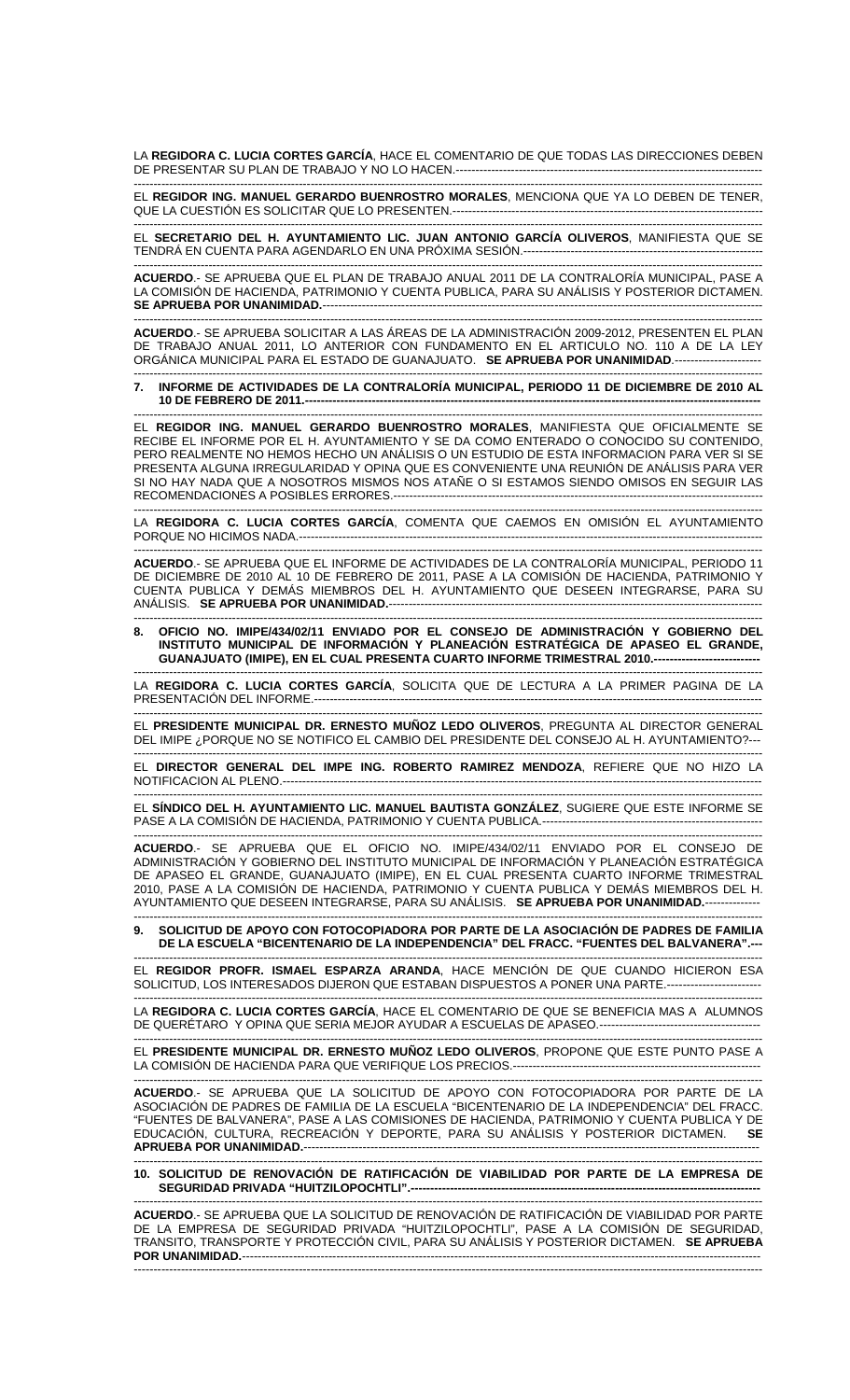LA **REGIDORA C. LUCIA CORTES GARCÍA**, HACE EL COMENTARIO DE QUE TODAS LAS DIRECCIONES DEBEN DE PRESENTAR SU PLAN DE TRABAJO Y NO LO HACEN.-----------------------------------------------------------------------

EL **REGIDOR ING. MANUEL GERARDO BUENROSTRO MORALES**, MENCIONA QUE YA LO DEBEN DE TENER, QUE LA CUESTIÓN ES SOLICITAR QUE LO PRESENTEN.---------------------------------------------------------------------

EL **SECRETARIO DEL H. AYUNTAMIENTO LIC. JUAN ANTONIO GARCÍA OLIVEROS**, MANIFIESTA QUE SE TENDRÁ EN CUENTA PARA AGENDARLO EN UNA PRÓXIMA SESIÓN.----------------------------------------------------

**ACUERDO**.- SE APRUEBA QUE EL PLAN DE TRABAJO ANUAL 2011 DE LA CONTRALORÍA MUNICIPAL, PASE A LA COMISIÓN DE HACIENDA, PATRIMONIO Y CUENTA PUBLICA, PARA SU ANÁLISIS Y POSTERIOR DICTAMEN. **SE APRUEBA POR UNANIMIDAD.**-------------------------------------------------------------------------------------------------------

**ACUERDO**.- SE APRUEBA SOLICITAR A LAS ÁREAS DE LA ADMINISTRACIÓN 2009-2012, PRESENTEN EL PLAN DE TRABAJO ANUAL 2011, LO ANTERIOR CON FUNDAMENTO EN EL ARTICULO NO. 110 A DE LA LEY ORGÁNICA MUNICIPAL PARA EL ESTADO DE GUANAJUATO. **SE APRUEBA POR UNANIMIDAD**.----------------------

**7. INFORME DE ACTIVIDADES DE LA CONTRALORÍA MUNICIPAL, PERIODO 11 DE DICIEMBRE DE 2010 AL 10 DE FEBRERO DE 2011.**-----------------------------------------------------------------------------------------------------------

EL **REGIDOR ING. MANUEL GERARDO BUENROSTRO MORALES**, MANIFIESTA QUE OFICIALMENTE SE RECIBE EL INFORME POR EL H. AYUNTAMIENTO Y SE DA COMO ENTERADO O CONOCIDO SU CONTENIDO, PERO REALMENTE NO HEMOS HECHO UN ANÁLISIS O UN ESTUDIO DE ESTA INFORMACION PARA VER SI SE PRESENTA ALGUNA IRREGULARIDAD Y OPINA QUE ES CONVENIENTE UNA REUNIÓN DE ANÁLISIS PARA VER SI NO HAY NADA QUE A NOSOTROS MISMOS NOS ATAÑE O SI ESTAMOS SIENDO OMISOS EN SEGUIR LAS RECOMENDACIONES A POSIBLES ERRORES.-------------------------------------------------------------------------------------

LA **REGIDORA C. LUCIA CORTES GARCÍA**, COMENTA QUE CAEMOS EN OMISIÓN EL AYUNTAMIENTO PORQUE NO HICIMOS NADA.---------------------------------------------------------------------------------------------------------

**ACUERDO**.- SE APRUEBA QUE EL INFORME DE ACTIVIDADES DE LA CONTRALORÍA MUNICIPAL, PERIODO 11 DE DICIEMBRE DE 2010 AL 10 DE FEBRERO DE 2011, PASE A LA COMISIÓN DE HACIENDA, PATRIMONIO Y CUENTA PUBLICA Y DEMÁS MIEMBROS DEL H. AYUNTAMIENTO QUE DESEEN INTEGRARSE, PARA SU ANÁLISIS. **SE APRUEBA POR UNANIMIDAD.**------------------------------------------------------------------------------------

**8. OFICIO NO. IMIPE/434/02/11 ENVIADO POR EL CONSEJO DE ADMINISTRACIÓN Y GOBIERNO DEL INSTITUTO MUNICIPAL DE INFORMACIÓN Y PLANEACIÓN ESTRATÉGICA DE APASEO EL GRANDE, GUANAJUATO (IMIPE), EN EL CUAL PRESENTA CUARTO INFORME TRIMESTRAL 2010.**----------------------------

LA **REGIDORA C. LUCIA CORTES GARCÍA**, SOLICITA QUE DE LECTURA A LA PRIMER PAGINA DE LA PRESENTACIÓN DEL INFORME.---------------------------------------------------------------------------------------------------

EL **PRESIDENTE MUNICIPAL DR. ERNESTO MUÑOZ LEDO OLIVEROS**, PREGUNTA AL DIRECTOR GENERAL DEL IMIPE ¿PORQUE NO SE NOTIFICO EL CAMBIO DEL PRESIDENTE DEL CONSEJO AL H. AYUNTAMIENTO?---

EL **DIRECTOR GENERAL DEL IMPE ING. ROBERTO RAMIREZ MENDOZA**, REFIERE QUE NO HIZO LA NOTIFICACION AL PLENO.-------------------------------------------------------------------------------------------------------

EL **SÍNDICO DEL H. AYUNTAMIENTO LIC. MANUEL BAUTISTA GONZÁLEZ**, SUGIERE QUE ESTE INFORME SE PASE A LA COMISIÓN DE HACIENDA, PATRIMONIO Y CUENTA PUBLICA.-------------------------------------------------

**ACUERDO**.- SE APRUEBA QUE EL OFICIO NO. IMIPE/434/02/11 ENVIADO POR EL CONSEJO DE ADMINISTRACIÓN Y GOBIERNO DEL INSTITUTO MUNICIPAL DE INFORMACIÓN Y PLANEACIÓN ESTRATÉGICA DE APASEO EL GRANDE, GUANAJUATO (IMIPE), EN EL CUAL PRESENTA CUARTO INFORME TRIMESTRAL 2010, PASE A LA COMISIÓN DE HACIENDA, PATRIMONIO Y CUENTA PUBLICA Y DEMÁS MIEMBROS DEL H. AYUNTAMIENTO QUE DESEEN INTEGRARSE, PARA SU ANÁLISIS. **SE APRUEBA POR UNANIMIDAD.**--------------

**9. SOLICITUD DE APOYO CON FOTOCOPIADORA POR PARTE DE LA ASOCIACIÓN DE PADRES DE FAMILIA DE LA ESCUELA "BICENTENARIO DE LA INDEPENDENCIA" DEL FRACC. "FUENTES DEL BALVANERA".---**

EL **REGIDOR PROFR. ISMAEL ESPARZA ARANDA**, HACE MENCIÓN DE QUE CUANDO HICIERON ESA SOLICITUD, LOS INTERESADOS DIJERON QUE ESTABAN DISPUESTOS A PONER UNA PARTE.------------------------

LA **REGIDORA C. LUCIA CORTES GARCÍA**, HACE EL COMENTARIO DE QUE SE BENEFICIA MAS A ALUMNOS DE QUERÉTARO Y OPINA QUE SERIA MEJOR AYUDAR A ESCUELAS DE APASEO.-----------------------------------------

EL **PRESIDENTE MUNICIPAL DR. ERNESTO MUÑOZ LEDO OLIVEROS**, PROPONE QUE ESTE PUNTO PASE A LA COMISIÓN DE HACIENDA PARA QUE VERIFIQUE LOS PRECIOS.---------------------------------------------------------

**ACUERDO**.- SE APRUEBA QUE LA SOLICITUD DE APOYO CON FOTOCOPIADORA POR PARTE DE LA ASOCIACIÓN DE PADRES DE FAMILIA DE LA ESCUELA "BICENTENARIO DE LA INDEPENDENCIA" DEL FRACC. "FUENTES DE BALVANERA", PASE A LAS COMISIONES DE HACIENDA, PATRIMONIO Y CUENTA PUBLICA Y DE EDUCACIÓN, CULTURA, RECREACIÓN Y DEPORTE, PARA SU ANÁLISIS Y POSTERIOR DICTAMEN. **SE APRUEBA POR UNANIMIDAD.**-------------------------------------------------------------------------------------------------------

**10. SOLICITUD DE RENOVACIÓN DE RATIFICACIÓN DE VIABILIDAD POR PARTE DE LA EMPRESA DE SEGURIDAD PRIVADA "HUITZILOPOCHTLI".**--------------------------------------------------------------------------------

**ACUERDO**.- SE APRUEBA QUE LA SOLICITUD DE RENOVACIÓN DE RATIFICACIÓN DE VIABILIDAD POR PARTE DE LA EMPRESA DE SEGURIDAD PRIVADA "HUITZILOPOCHTLI", PASE A LA COMISIÓN DE SEGURIDAD, TRANSITO, TRANSPORTE Y PROTECCIÓN CIVIL, PARA SU ANÁLISIS Y POSTERIOR DICTAMEN. **SE APRUEBA POR UNANIMIDAD.**-------------------------------------------------------------------------------------------------------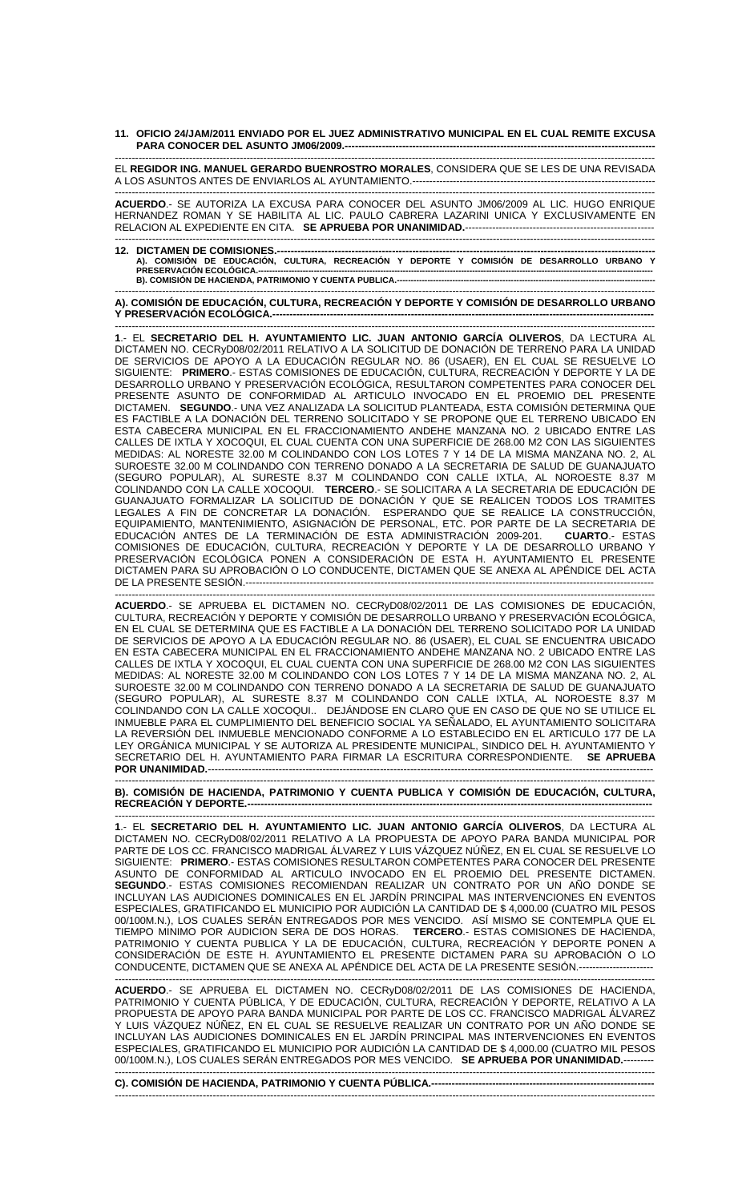**11. OFICIO 24/JAM/2011 ENVIADO POR EL JUEZ ADMINISTRATIVO MUNICIPAL EN EL CUAL REMITE EXCUSA PARA CONOCER DEL ASUNTO JM06/2009.**---

EL **REGIDOR ING. MANUEL GERARDO BUENROSTRO MORALES**, CONSIDERA QUE SE LES DE UNA REVISADA A LOS ASUNTOS ANTES DE ENVIARLOS AL AYUNTAMIENTO.---

**ACUERDO**.- SE AUTORIZA LA EXCUSA PARA CONOCER DEL ASUNTO JM06/2009 AL LIC. HUGO ENRIQUE HERNANDEZ ROMAN Y SE HABILITA AL LIC. PAULO CABRERA LAZARINI UNICA Y EXCLUSIVAMENTE EN RELACION AL EXPEDIENTE EN CITA. **SE APRUEBA POR UNANIMIDAD.**---

**12. DICTAMEN DE COMISIONES.**---

**A). COMISIÓN DE EDUCACIÓN, CULTURA, RECREACIÓN Y DEPORTE Y COMISIÓN DE DESARROLLO URBANO Y PRESERVACIÓN ECOLÓGICA.**---

**B). COMISIÓN DE HACIENDA, PATRIMONIO Y CUENTA PUBLICA.**---

**A). COMISIÓN DE EDUCACIÓN, CULTURA, RECREACIÓN Y DEPORTE Y COMISIÓN DE DESARROLLO URBANO Y PRESERVACIÓN ECOLÓGICA.**---

**1**.- EL **SECRETARIO DEL H. AYUNTAMIENTO LIC. JUAN ANTONIO GARCÍA OLIVEROS**, DA LECTURA AL DICTAMEN NO. CECRyD08/02/2011 RELATIVO A LA SOLICITUD DE DONACIÓN DE TERRENO PARA LA UNIDAD DE SERVICIOS DE APOYO A LA EDUCACIÓN REGULAR NO. 86 (USAER), EN EL CUAL SE RESUELVE LO SIGUIENTE: **PRIMERO**.- ESTAS COMISIONES DE EDUCACIÓN, CULTURA, RECREACIÓN Y DEPORTE Y LA DE DESARROLLO URBANO Y PRESERVACIÓN ECOLÓGICA, RESULTARON COMPETENTES PARA CONOCER DEL PRESENTE ASUNTO DE CONFORMIDAD AL ARTICULO INVOCADO EN EL PROEMIO DEL PRESENTE DICTAMEN. **SEGUNDO**.- UNA VEZ ANALIZADA LA SOLICITUD PLANTEADA, ESTA COMISIÓN DETERMINA QUE ES FACTIBLE A LA DONACIÓN DEL TERRENO SOLICITADO Y SE PROPONE QUE EL TERRENO UBICADO EN ESTA CABECERA MUNICIPAL EN EL FRACCIONAMIENTO ANDEHE MANZANA NO. 2 UBICADO ENTRE LAS CALLES DE IXTLA Y XOCOQUI, EL CUAL CUENTA CON UNA SUPERFICIE DE 268.00 M2 CON LAS SIGUIENTES MEDIDAS: AL NORESTE 32.00 M COLINDANDO CON LOS LOTES 7 Y 14 DE LA MISMA MANZANA NO. 2, AL SUROESTE 32.00 M COLINDANDO CON TERRENO DONADO A LA SECRETARIA DE SALUD DE GUANAJUATO (SEGURO POPULAR), AL SURESTE 8.37 M COLINDANDO CON CALLE IXTLA, AL NOROESTE 8.37 M COLINDANDO CON LA CALLE XOCOQUI. **TERCERO**.- SE SOLICITARA A LA SECRETARIA DE EDUCACIÓN DE GUANAJUATO FORMALIZAR LA SOLICITUD DE DONACIÓN Y QUE SE REALICEN TODOS LOS TRAMITES LEGALES A FIN DE CONCRETAR LA DONACIÓN. ESPERANDO QUE SE REALICE LA CONSTRUCCIÓN, EQUIPAMIENTO, MANTENIMIENTO, ASIGNACIÓN DE PERSONAL, ETC. POR PARTE DE LA SECRETARIA DE EDUCACIÓN ANTES DE LA TERMINACIÓN DE ESTA ADMINISTRACIÓN 2009-201. **CUARTO**.- ESTAS COMISIONES DE EDUCACIÓN, CULTURA, RECREACIÓN Y DEPORTE Y LA DE DESARROLLO URBANO Y PRESERVACIÓN ECOLÓGICA PONEN A CONSIDERACIÓN DE ESTA H. AYUNTAMIENTO EL PRESENTE DICTAMEN PARA SU APROBACIÓN O LO CONDUCENTE, DICTAMEN QUE SE ANEXA AL APÉNDICE DEL ACTA DE LA PRESENTE SESIÓN.---

**ACUERDO**.- SE APRUEBA EL DICTAMEN NO. CECRyD08/02/2011 DE LAS COMISIONES DE EDUCACIÓN, CULTURA, RECREACIÓN Y DEPORTE Y COMISIÓN DE DESARROLLO URBANO Y PRESERVACIÓN ECOLÓGICA, EN EL CUAL SE DETERMINA QUE ES FACTIBLE A LA DONACIÓN DEL TERRENO SOLICITADO POR LA UNIDAD DE SERVICIOS DE APOYO A LA EDUCACIÓN REGULAR NO. 86 (USAER), EL CUAL SE ENCUENTRA UBICADO EN ESTA CABECERA MUNICIPAL EN EL FRACCIONAMIENTO ANDEHE MANZANA NO. 2 UBICADO ENTRE LAS CALLES DE IXTLA Y XOCOQUI, EL CUAL CUENTA CON UNA SUPERFICIE DE 268.00 M2 CON LAS SIGUIENTES MEDIDAS: AL NORESTE 32.00 M COLINDANDO CON LOS LOTES 7 Y 14 DE LA MISMA MANZANA NO. 2, AL SUROESTE 32.00 M COLINDANDO CON TERRENO DONADO A LA SECRETARIA DE SALUD DE GUANAJUATO (SEGURO POPULAR), AL SURESTE 8.37 M COLINDANDO CON CALLE IXTLA, AL NOROESTE 8.37 M COLINDANDO CON LA CALLE XOCOQUI.. DEJÁNDOSE EN CLARO QUE EN CASO DE QUE NO SE UTILICE EL INMUEBLE PARA EL CUMPLIMIENTO DEL BENEFICIO SOCIAL YA SEÑALADO, EL AYUNTAMIENTO SOLICITARA LA REVERSIÓN DEL INMUEBLE MENCIONADO CONFORME A LO ESTABLECIDO EN EL ARTICULO 177 DE LA LEY ORGÁNICA MUNICIPAL Y SE AUTORIZA AL PRESIDENTE MUNICIPAL, SINDICO DEL H. AYUNTAMIENTO Y SECRETARIO DEL H. AYUNTAMIENTO PARA FIRMAR LA ESCRITURA CORRESPONDIENTE. **SE APRUEBA POR UNANIMIDAD.**---

**B). COMISIÓN DE HACIENDA, PATRIMONIO Y CUENTA PUBLICA Y COMISIÓN DE EDUCACIÓN, CULTURA, RECREACIÓN Y DEPORTE.**---

**1**.- EL **SECRETARIO DEL H. AYUNTAMIENTO LIC. JUAN ANTONIO GARCÍA OLIVEROS**, DA LECTURA AL DICTAMEN NO. CECRyD08/02/2011 RELATIVO A LA PROPUESTA DE APOYO PARA BANDA MUNICIPAL POR PARTE DE LOS CC. FRANCISCO MADRIGAL ÁLVAREZ Y LUIS VÁZQUEZ NÚÑEZ, EN EL CUAL SE RESUELVE LO SIGUIENTE: **PRIMERO**.- ESTAS COMISIONES RESULTARON COMPETENTES PARA CONOCER DEL PRESENTE ASUNTO DE CONFORMIDAD AL ARTICULO INVOCADO EN EL PROEMIO DEL PRESENTE DICTAMEN. **SEGUNDO**.- ESTAS COMISIONES RECOMIENDAN REALIZAR UN CONTRATO POR UN AÑO DONDE SE INCLUYAN LAS AUDICIONES DOMINICALES EN EL JARDÍN PRINCIPAL MAS INTERVENCIONES EN EVENTOS ESPECIALES, GRATIFICANDO EL MUNICIPIO POR AUDICIÓN LA CANTIDAD DE $ 4,000.00 (CUATRO MIL PESOS 00/100M.N.), LOS CUALES SERÁN ENTREGADOS POR MES VENCIDO. ASÍ MISMO SE CONTEMPLA QUE EL TIEMPO MINIMO POR AUDICION SERA DE DOS HORAS. **TERCERO**.- ESTAS COMISIONES DE HACIENDA, PATRIMONIO Y CUENTA PUBLICA Y LA DE EDUCACIÓN, CULTURA, RECREACIÓN Y DEPORTE PONEN A CONSIDERACIÓN DE ESTE H. AYUNTAMIENTO EL PRESENTE DICTAMEN PARA SU APROBACIÓN O LO CONDUCENTE, DICTAMEN QUE SE ANEXA AL APÉNDICE DEL ACTA DE LA PRESENTE SESIÓN.---

**ACUERDO**.- SE APRUEBA EL DICTAMEN NO. CECRyD08/02/2011 DE LAS COMISIONES DE HACIENDA, PATRIMONIO Y CUENTA PÚBLICA, Y DE EDUCACIÓN, CULTURA, RECREACIÓN Y DEPORTE, RELATIVO A LA PROPUESTA DE APOYO PARA BANDA MUNICIPAL POR PARTE DE LOS CC. FRANCISCO MADRIGAL ÁLVAREZ Y LUIS VÁZQUEZ NÚÑEZ, EN EL CUAL SE RESUELVE REALIZAR UN CONTRATO POR UN AÑO DONDE SE INCLUYAN LAS AUDICIONES DOMINICALES EN EL JARDÍN PRINCIPAL MAS INTERVENCIONES EN EVENTOS ESPECIALES, GRATIFICANDO EL MUNICIPIO POR AUDICIÓN LA CANTIDAD DE $ 4,000.00 (CUATRO MIL PESOS 00/100M.N.), LOS CUALES SERÁN ENTREGADOS POR MES VENCIDO. **SE APRUEBA POR UNANIMIDAD.**---

**C). COMISIÓN DE HACIENDA, PATRIMONIO Y CUENTA PÚBLICA.**---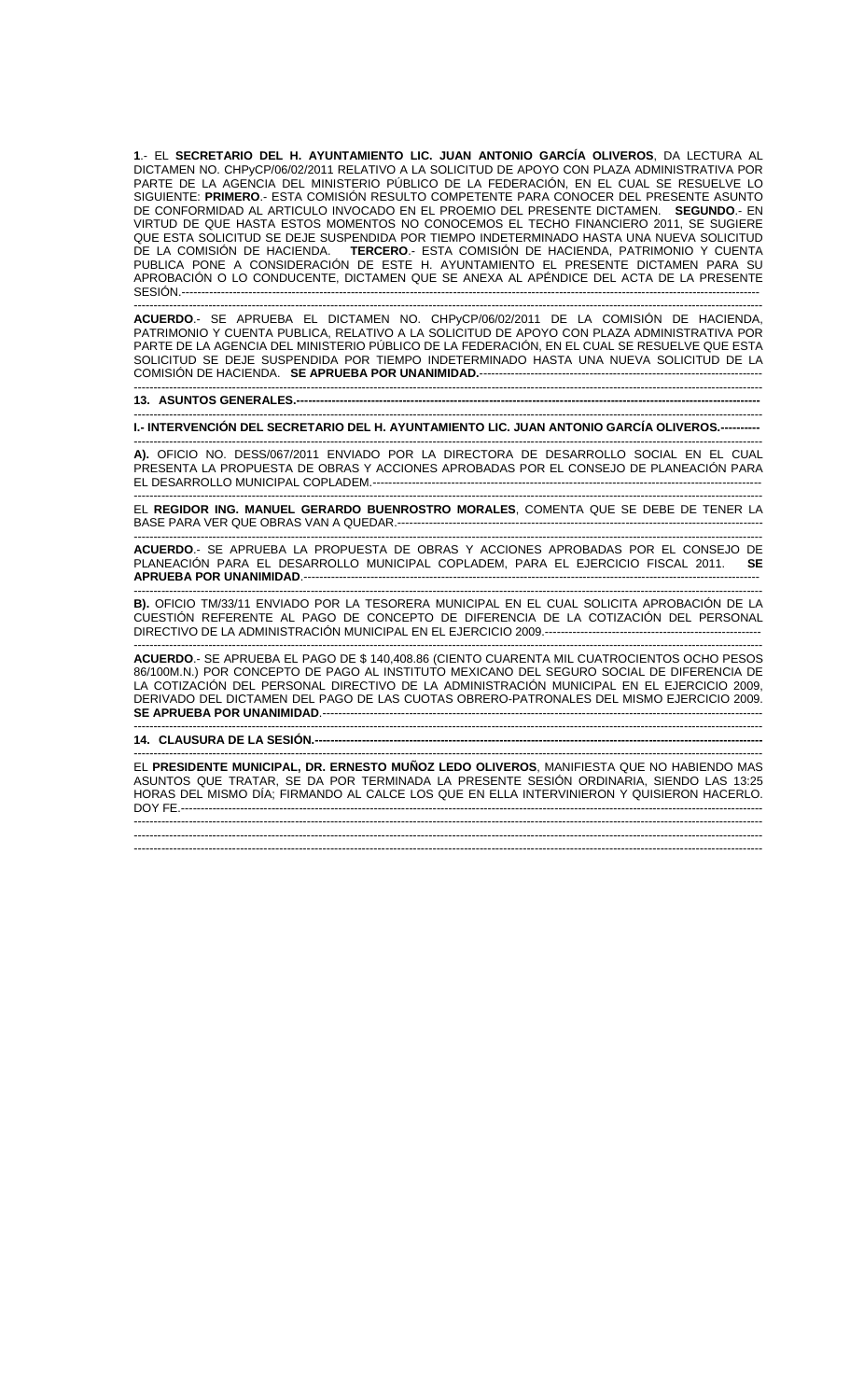**1**.- EL **SECRETARIO DEL H. AYUNTAMIENTO LIC. JUAN ANTONIO GARCÍA OLIVEROS**, DA LECTURA AL DICTAMEN NO. CHPyCP/06/02/2011 RELATIVO A LA SOLICITUD DE APOYO CON PLAZA ADMINISTRATIVA POR PARTE DE LA AGENCIA DEL MINISTERIO PÚBLICO DE LA FEDERACIÓN, EN EL CUAL SE RESUELVE LO SIGUIENTE: **PRIMERO**.- ESTA COMISIÓN RESULTO COMPETENTE PARA CONOCER DEL PRESENTE ASUNTO DE CONFORMIDAD AL ARTICULO INVOCADO EN EL PROEMIO DEL PRESENTE DICTAMEN. **SEGUNDO**.- EN VIRTUD DE QUE HASTA ESTOS MOMENTOS NO CONOCEMOS EL TECHO FINANCIERO 2011, SE SUGIERE QUE ESTA SOLICITUD SE DEJE SUSPENDIDA POR TIEMPO INDETERMINADO HASTA UNA NUEVA SOLICITUD DE LA COMISIÓN DE HACIENDA. **TERCERO**.- ESTA COMISIÓN DE HACIENDA, PATRIMONIO Y CUENTA PUBLICA PONE A CONSIDERACIÓN DE ESTE H. AYUNTAMIENTO EL PRESENTE DICTAMEN PARA SU APROBACIÓN O LO CONDUCENTE, DICTAMEN QUE SE ANEXA AL APÉNDICE DEL ACTA DE LA PRESENTE SESIÓN.------------------------------------------------------------------------------------------------------------------------------------

**ACUERDO**.- SE APRUEBA EL DICTAMEN NO. CHPyCP/06/02/2011 DE LA COMISIÓN DE HACIENDA, PATRIMONIO Y CUENTA PUBLICA, RELATIVO A LA SOLICITUD DE APOYO CON PLAZA ADMINISTRATIVA POR PARTE DE LA AGENCIA DEL MINISTERIO PÚBLICO DE LA FEDERACIÓN, EN EL CUAL SE RESUELVE QUE ESTA SOLICITUD SE DEJE SUSPENDIDA POR TIEMPO INDETERMINADO HASTA UNA NUEVA SOLICITUD DE LA COMISIÓN DE HACIENDA. **SE APRUEBA POR UNANIMIDAD.**--------------------------------------------------------------------------

**13. ASUNTOS GENERALES.**--------------------------------------------------------------------------------------------------------------

**I.- INTERVENCIÓN DEL SECRETARIO DEL H. AYUNTAMIENTO LIC. JUAN ANTONIO GARCÍA OLIVEROS.**----------

**A).** OFICIO NO. DESS/067/2011 ENVIADO POR LA DIRECTORA DE DESARROLLO SOCIAL EN EL CUAL PRESENTA LA PROPUESTA DE OBRAS Y ACCIONES APROBADAS POR EL CONSEJO DE PLANEACIÓN PARA EL DESARROLLO MUNICIPAL COPLADEM.--------------------------------------------------------------------------------------------------

EL **REGIDOR ING. MANUEL GERARDO BUENROSTRO MORALES**, COMENTA QUE SE DEBE DE TENER LA BASE PARA VER QUE OBRAS VAN A QUEDAR.---------------------------------------------------------------------------------------------

**ACUERDO**.- SE APRUEBA LA PROPUESTA DE OBRAS Y ACCIONES APROBADAS POR EL CONSEJO DE PLANEACIÓN PARA EL DESARROLLO MUNICIPAL COPLADEM, PARA EL EJERCICIO FISCAL 2011. **SE APRUEBA POR UNANIMIDAD**.-------------------------------------------------------------------------------------------------------------------

**B).** OFICIO TM/33/11 ENVIADO POR LA TESORERA MUNICIPAL EN EL CUAL SOLICITA APROBACIÓN DE LA CUESTIÓN REFERENTE AL PAGO DE CONCEPTO DE DIFERENCIA DE LA COTIZACIÓN DEL PERSONAL DIRECTIVO DE LA ADMINISTRACIÓN MUNICIPAL EN EL EJERCICIO 2009.------------------------------------------------------

**ACUERDO**.- SE APRUEBA EL PAGO DE $ 140,408.86 (CIENTO CUARENTA MIL CUATROCIENTOS OCHO PESOS 86/100M.N.) POR CONCEPTO DE PAGO AL INSTITUTO MEXICANO DEL SEGURO SOCIAL DE DIFERENCIA DE LA COTIZACIÓN DEL PERSONAL DIRECTIVO DE LA ADMINISTRACIÓN MUNICIPAL EN EL EJERCICIO 2009, DERIVADO DEL DICTAMEN DEL PAGO DE LAS CUOTAS OBRERO-PATRONALES DEL MISMO EJERCICIO 2009. **SE APRUEBA POR UNANIMIDAD**.-------------------------------------------------------------------------------------------------------------------

**14. CLAUSURA DE LA SESIÓN.**---------------------------------------------------------------------------------------------------------

EL **PRESIDENTE MUNICIPAL, DR. ERNESTO MUÑOZ LEDO OLIVEROS**, MANIFIESTA QUE NO HABIENDO MAS ASUNTOS QUE TRATAR, SE DA POR TERMINADA LA PRESENTE SESIÓN ORDINARIA, SIENDO LAS 13:25 HORAS DEL MISMO DÍA; FIRMANDO AL CALCE LOS QUE EN ELLA INTERVINIERON Y QUISIERON HACERLO. DOY FE.--------------------------------------------------------------------------------------------------------------------------------------------